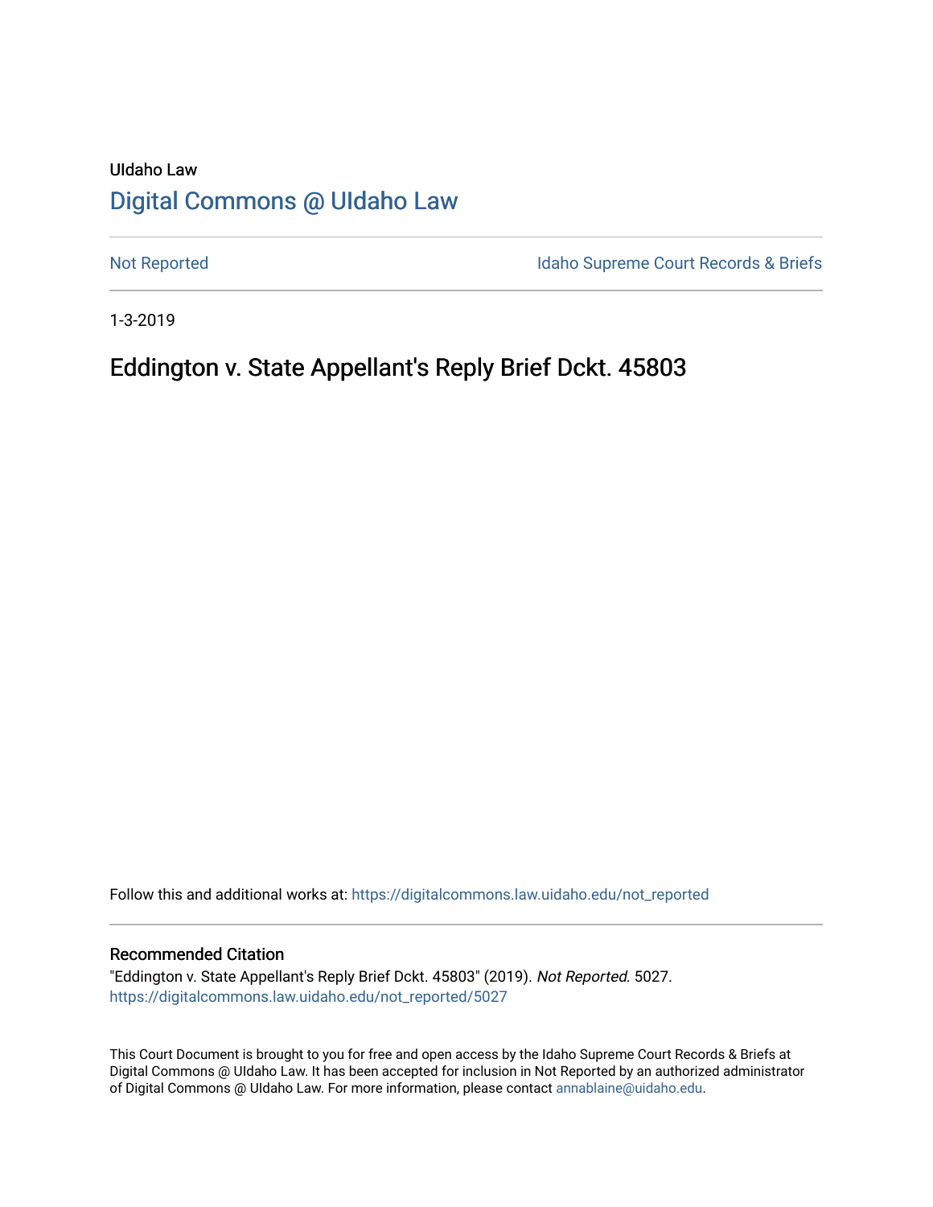UIdaho Law

# Digital Commons @ UIdaho Law

Not Reported

Idaho Supreme Court Records & Briefs

1-3-2019

## Eddington v. State Appellant's Reply Brief Dckt. 45803

Follow this and additional works at: https://digitalcommons.law.uidaho.edu/not_reported

### Recommended Citation

"Eddington v. State Appellant's Reply Brief Dckt. 45803" (2019). *Not Reported*. 5027.
https://digitalcommons.law.uidaho.edu/not_reported/5027

This Court Document is brought to you for free and open access by the Idaho Supreme Court Records & Briefs at Digital Commons @ UIdaho Law. It has been accepted for inclusion in Not Reported by an authorized administrator of Digital Commons @ UIdaho Law. For more information, please contact annablaine@uidaho.edu.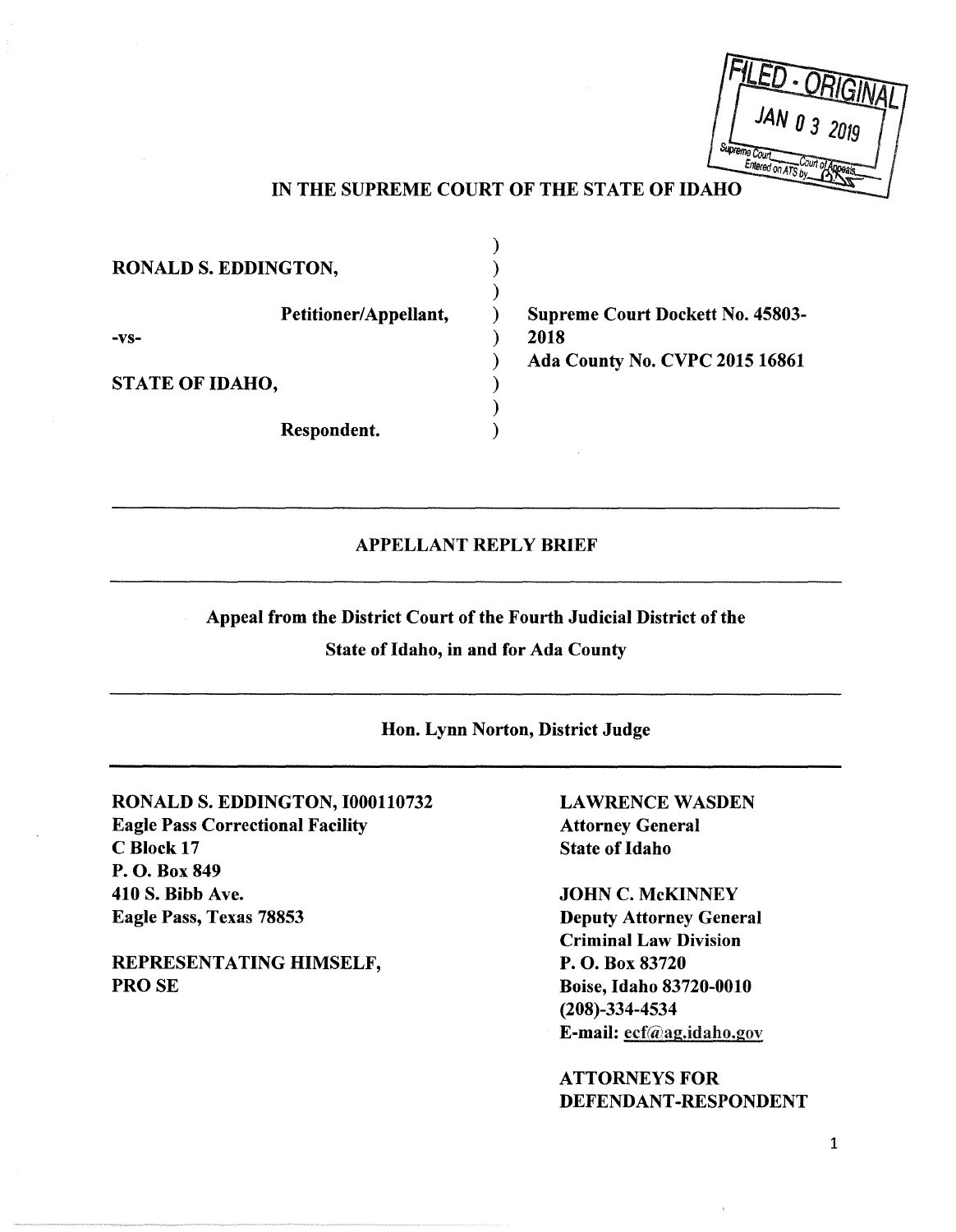FILED - ORIGINAL

JAN 03 2019

Supreme Court ___ Court of Appeals ___
Entered on ATS by ___

# IN THE SUPREME COURT OF THE STATE OF IDAHO

| | |
|---|---|
| **RONALD S. EDDINGTON,** | |
| **Petitioner/Appellant,** | **Supreme Court Dockett No. 45803-2018** |
| **-vs-** | **Ada County No. CVPC 2015 16861** |
| **STATE OF IDAHO,** | |
| **Respondent.** | |

---

## APPELLANT REPLY BRIEF

---

**Appeal from the District Court of the Fourth Judicial District of the State of Idaho, in and for Ada County**

---

**Hon. Lynn Norton, District Judge**

---

| | |
|---|---|
| **RONALD S. EDDINGTON, I000110732**<br>**Eagle Pass Correctional Facility**<br>**C Block 17**<br>**P. O. Box 849**<br>**410 S. Bibb Ave.**<br>**Eagle Pass, Texas 78853** | **LAWRENCE WASDEN**<br>**Attorney General**<br>**State of Idaho** |
| **REPRESENTATING HIMSELF,**<br>**PRO SE** | **JOHN C. McKINNEY**<br>**Deputy Attorney General**<br>**Criminal Law Division**<br>**P. O. Box 83720**<br>**Boise, Idaho 83720-0010**<br>**(208)-334-4534**<br>**E-mail: ecf@ag.idaho.gov** |
| | **ATTORNEYS FOR DEFENDANT-RESPONDENT** |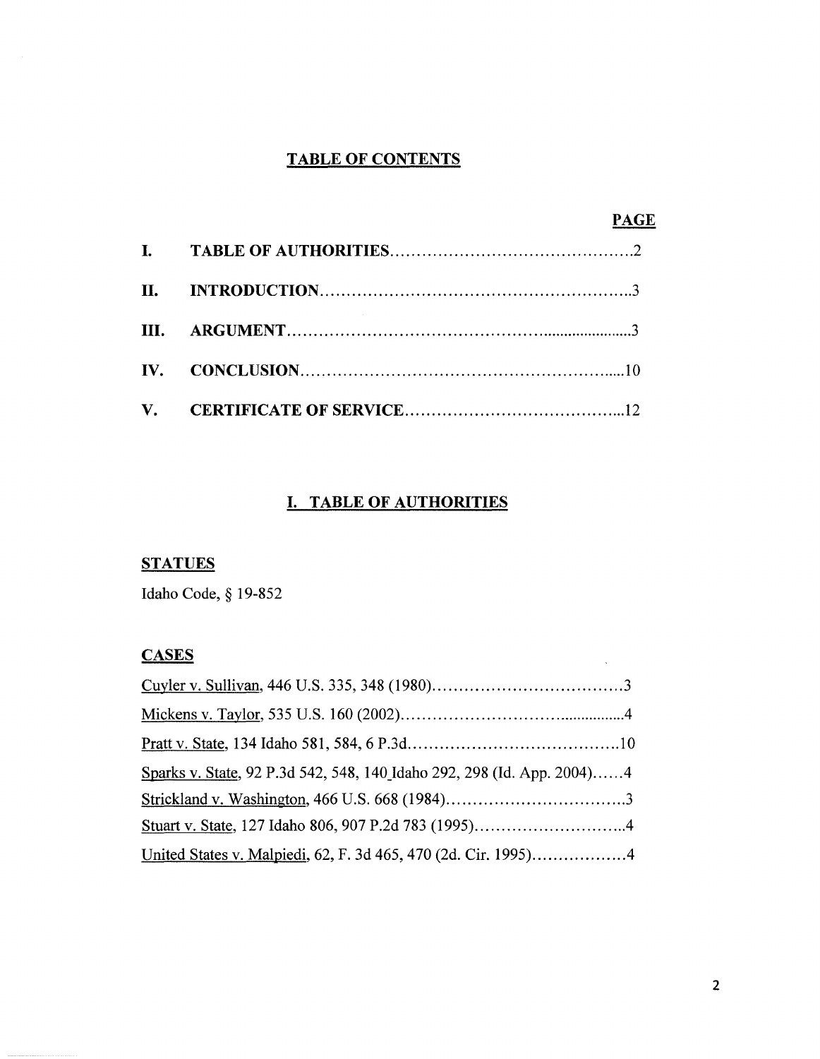## TABLE OF CONTENTS

| | | PAGE |
|---|---|---|
| I. | TABLE OF AUTHORITIES | 2 |
| II. | INTRODUCTION | 3 |
| III. | ARGUMENT | 3 |
| IV. | CONCLUSION | 10 |
| V. | CERTIFICATE OF SERVICE | 12 |

## I. TABLE OF AUTHORITIES

### STATUES

Idaho Code, § 19-852

### CASES

Cuyler v. Sullivan, 446 U.S. 335, 348 (1980)....................................3

Mickens v. Taylor, 535 U.S. 160 (2002)..............................................4

Pratt v. State, 134 Idaho 581, 584, 6 P.3d........................................10

Sparks v. State, 92 P.3d 542, 548, 140 Idaho 292, 298 (Id. App. 2004)......4

Strickland v. Washington, 466 U.S. 668 (1984)..................................3

Stuart v. State, 127 Idaho 806, 907 P.2d 783 (1995)............................4

United States v. Malpiedi, 62, F. 3d 465, 470 (2d. Cir. 1995)..................4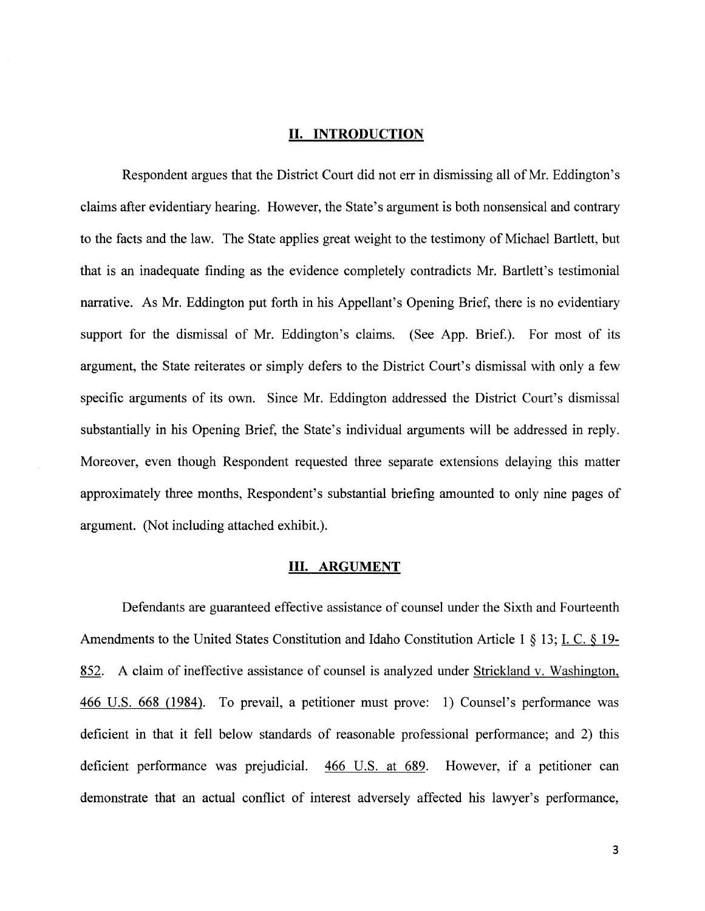## II. INTRODUCTION

Respondent argues that the District Court did not err in dismissing all of Mr. Eddington's claims after evidentiary hearing. However, the State's argument is both nonsensical and contrary to the facts and the law. The State applies great weight to the testimony of Michael Bartlett, but that is an inadequate finding as the evidence completely contradicts Mr. Bartlett's testimonial narrative. As Mr. Eddington put forth in his Appellant's Opening Brief, there is no evidentiary support for the dismissal of Mr. Eddington's claims. (See App. Brief.). For most of its argument, the State reiterates or simply defers to the District Court's dismissal with only a few specific arguments of its own. Since Mr. Eddington addressed the District Court's dismissal substantially in his Opening Brief, the State's individual arguments will be addressed in reply. Moreover, even though Respondent requested three separate extensions delaying this matter approximately three months, Respondent's substantial briefing amounted to only nine pages of argument. (Not including attached exhibit.).

## III. ARGUMENT

Defendants are guaranteed effective assistance of counsel under the Sixth and Fourteenth Amendments to the United States Constitution and Idaho Constitution Article 1 § 13; I. C. § 19-852. A claim of ineffective assistance of counsel is analyzed under Strickland v. Washington, 466 U.S. 668 (1984). To prevail, a petitioner must prove: 1) Counsel's performance was deficient in that it fell below standards of reasonable professional performance; and 2) this deficient performance was prejudicial. 466 U.S. at 689. However, if a petitioner can demonstrate that an actual conflict of interest adversely affected his lawyer's performance,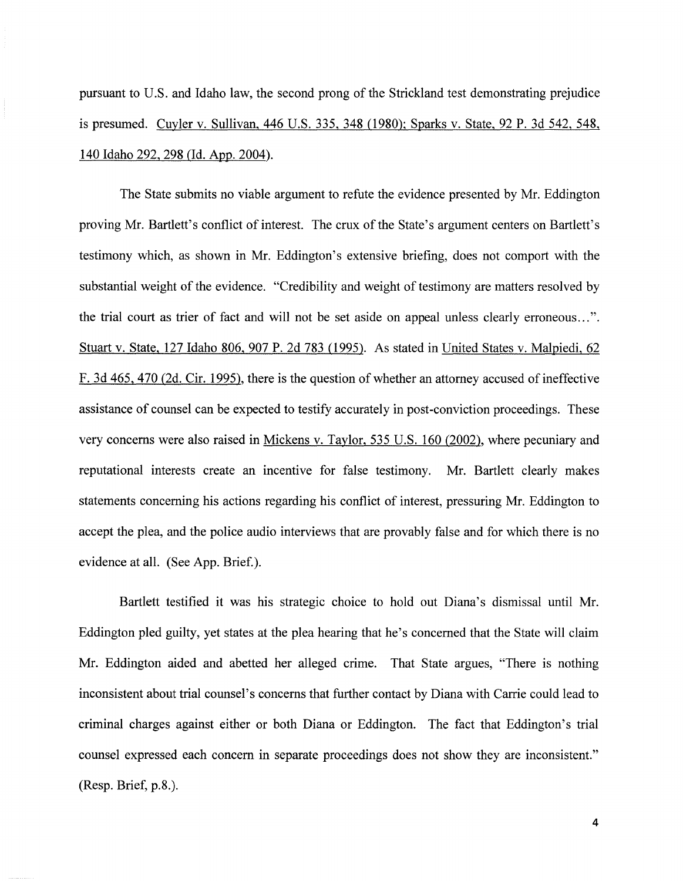pursuant to U.S. and Idaho law, the second prong of the Strickland test demonstrating prejudice is presumed. Cuyler v. Sullivan, 446 U.S. 335, 348 (1980); Sparks v. State, 92 P. 3d 542, 548, 140 Idaho 292, 298 (Id. App. 2004).

The State submits no viable argument to refute the evidence presented by Mr. Eddington proving Mr. Bartlett's conflict of interest. The crux of the State's argument centers on Bartlett's testimony which, as shown in Mr. Eddington's extensive briefing, does not comport with the substantial weight of the evidence. "Credibility and weight of testimony are matters resolved by the trial court as trier of fact and will not be set aside on appeal unless clearly erroneous…". Stuart v. State, 127 Idaho 806, 907 P. 2d 783 (1995). As stated in United States v. Malpiedi, 62 F. 3d 465, 470 (2d. Cir. 1995), there is the question of whether an attorney accused of ineffective assistance of counsel can be expected to testify accurately in post-conviction proceedings. These very concerns were also raised in Mickens v. Taylor, 535 U.S. 160 (2002), where pecuniary and reputational interests create an incentive for false testimony. Mr. Bartlett clearly makes statements concerning his actions regarding his conflict of interest, pressuring Mr. Eddington to accept the plea, and the police audio interviews that are provably false and for which there is no evidence at all. (See App. Brief.).

Bartlett testified it was his strategic choice to hold out Diana's dismissal until Mr. Eddington pled guilty, yet states at the plea hearing that he's concerned that the State will claim Mr. Eddington aided and abetted her alleged crime. That State argues, "There is nothing inconsistent about trial counsel's concerns that further contact by Diana with Carrie could lead to criminal charges against either or both Diana or Eddington. The fact that Eddington's trial counsel expressed each concern in separate proceedings does not show they are inconsistent." (Resp. Brief, p.8.).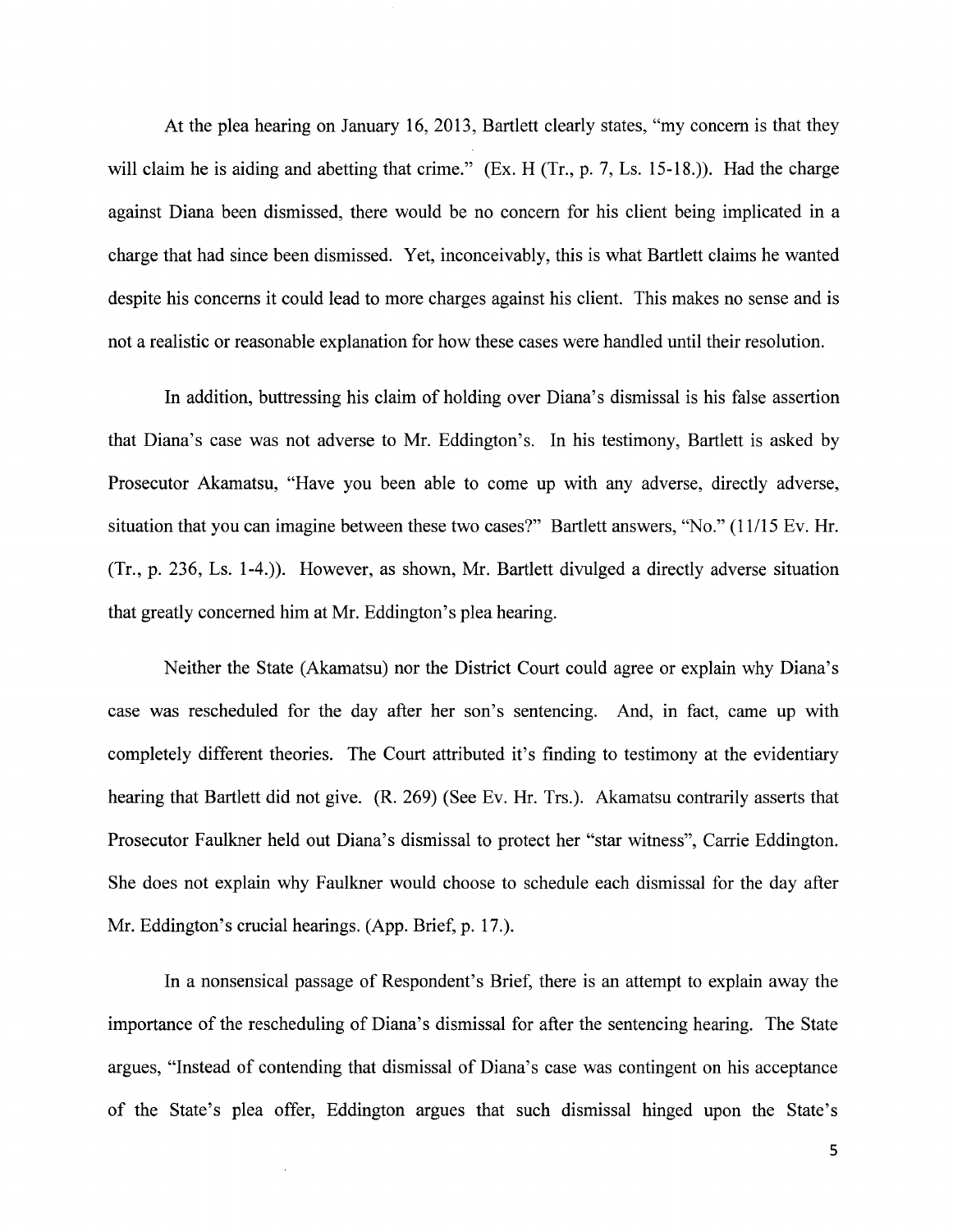At the plea hearing on January 16, 2013, Bartlett clearly states, "my concern is that they will claim he is aiding and abetting that crime." (Ex. H (Tr., p. 7, Ls. 15-18.)). Had the charge against Diana been dismissed, there would be no concern for his client being implicated in a charge that had since been dismissed. Yet, inconceivably, this is what Bartlett claims he wanted despite his concerns it could lead to more charges against his client. This makes no sense and is not a realistic or reasonable explanation for how these cases were handled until their resolution.

In addition, buttressing his claim of holding over Diana's dismissal is his false assertion that Diana's case was not adverse to Mr. Eddington's. In his testimony, Bartlett is asked by Prosecutor Akamatsu, "Have you been able to come up with any adverse, directly adverse, situation that you can imagine between these two cases?" Bartlett answers, "No." (11/15 Ev. Hr. (Tr., p. 236, Ls. 1-4.)). However, as shown, Mr. Bartlett divulged a directly adverse situation that greatly concerned him at Mr. Eddington's plea hearing.

Neither the State (Akamatsu) nor the District Court could agree or explain why Diana's case was rescheduled for the day after her son's sentencing. And, in fact, came up with completely different theories. The Court attributed it's finding to testimony at the evidentiary hearing that Bartlett did not give. (R. 269) (See Ev. Hr. Trs.). Akamatsu contrarily asserts that Prosecutor Faulkner held out Diana's dismissal to protect her "star witness", Carrie Eddington. She does not explain why Faulkner would choose to schedule each dismissal for the day after Mr. Eddington's crucial hearings. (App. Brief, p. 17.).

In a nonsensical passage of Respondent's Brief, there is an attempt to explain away the importance of the rescheduling of Diana's dismissal for after the sentencing hearing. The State argues, "Instead of contending that dismissal of Diana's case was contingent on his acceptance of the State's plea offer, Eddington argues that such dismissal hinged upon the State's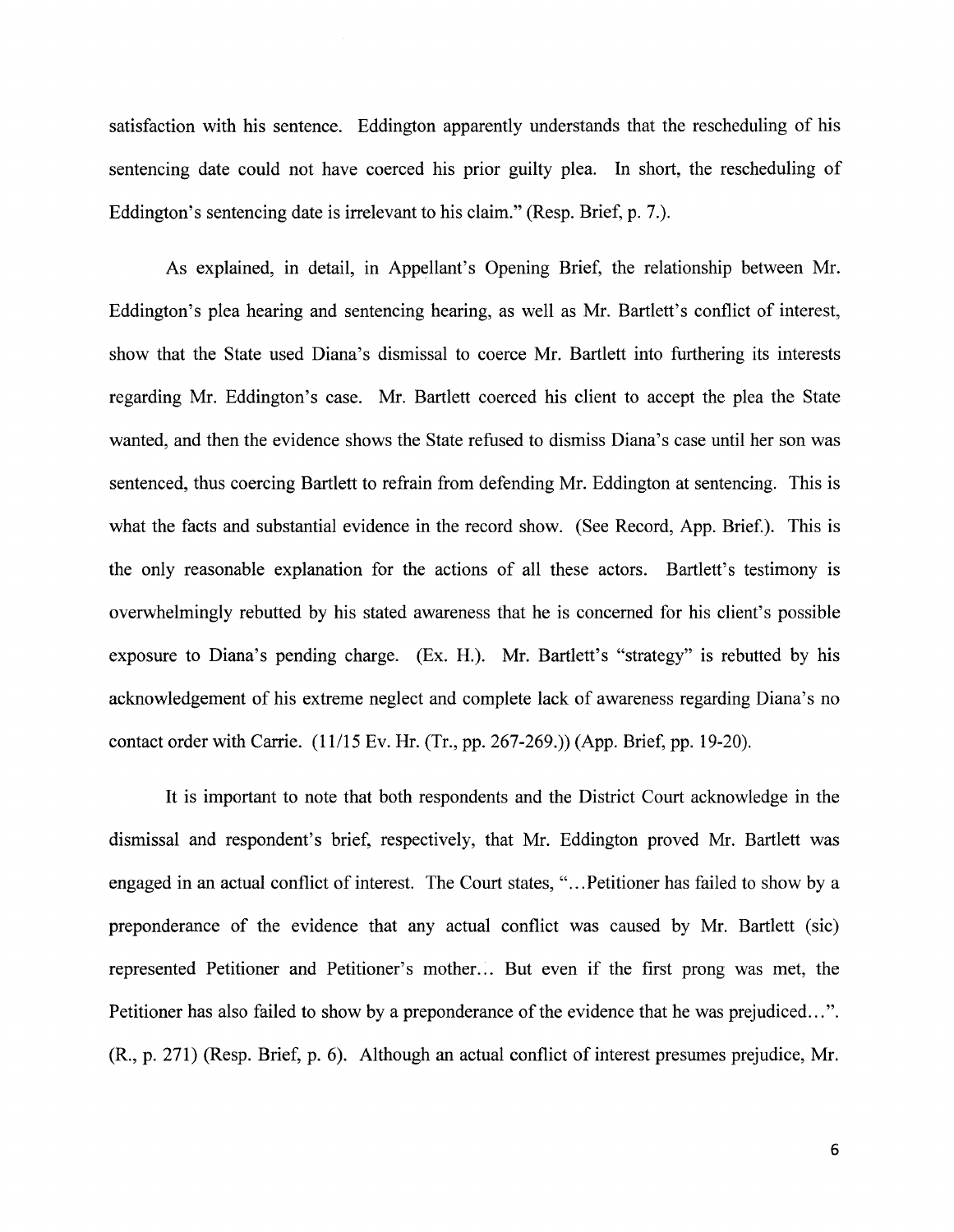satisfaction with his sentence. Eddington apparently understands that the rescheduling of his sentencing date could not have coerced his prior guilty plea. In short, the rescheduling of Eddington's sentencing date is irrelevant to his claim." (Resp. Brief, p. 7.).

As explained, in detail, in Appellant's Opening Brief, the relationship between Mr. Eddington's plea hearing and sentencing hearing, as well as Mr. Bartlett's conflict of interest, show that the State used Diana's dismissal to coerce Mr. Bartlett into furthering its interests regarding Mr. Eddington's case. Mr. Bartlett coerced his client to accept the plea the State wanted, and then the evidence shows the State refused to dismiss Diana's case until her son was sentenced, thus coercing Bartlett to refrain from defending Mr. Eddington at sentencing. This is what the facts and substantial evidence in the record show. (See Record, App. Brief.). This is the only reasonable explanation for the actions of all these actors. Bartlett's testimony is overwhelmingly rebutted by his stated awareness that he is concerned for his client's possible exposure to Diana's pending charge. (Ex. H.). Mr. Bartlett's "strategy" is rebutted by his acknowledgement of his extreme neglect and complete lack of awareness regarding Diana's no contact order with Carrie. (11/15 Ev. Hr. (Tr., pp. 267-269.)) (App. Brief, pp. 19-20).

It is important to note that both respondents and the District Court acknowledge in the dismissal and respondent's brief, respectively, that Mr. Eddington proved Mr. Bartlett was engaged in an actual conflict of interest. The Court states, "...Petitioner has failed to show by a preponderance of the evidence that any actual conflict was caused by Mr. Bartlett (sic) represented Petitioner and Petitioner's mother... But even if the first prong was met, the Petitioner has also failed to show by a preponderance of the evidence that he was prejudiced...". (R., p. 271) (Resp. Brief, p. 6). Although an actual conflict of interest presumes prejudice, Mr.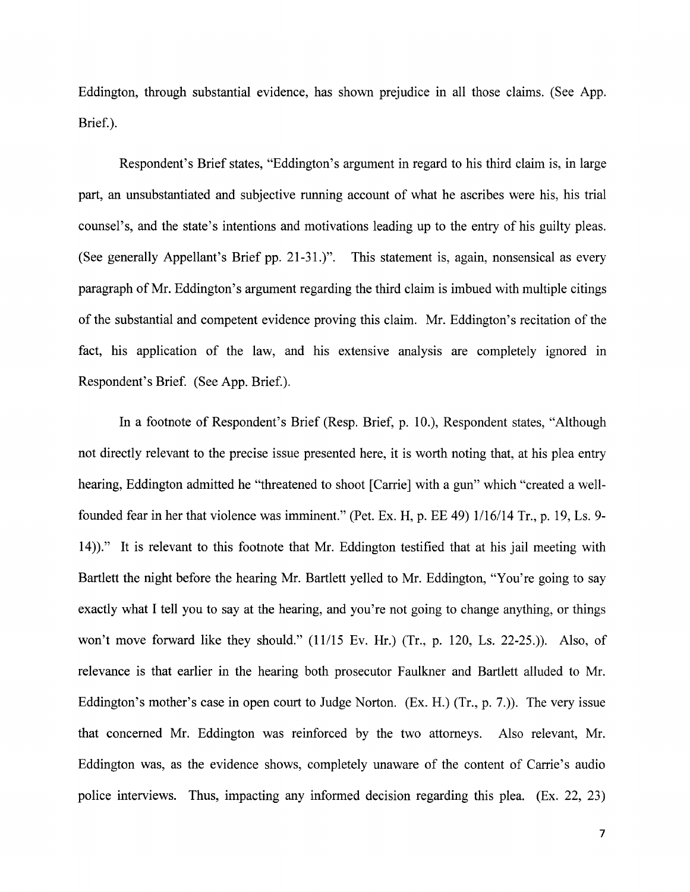Eddington, through substantial evidence, has shown prejudice in all those claims. (See App. Brief.).

Respondent's Brief states, "Eddington's argument in regard to his third claim is, in large part, an unsubstantiated and subjective running account of what he ascribes were his, his trial counsel's, and the state's intentions and motivations leading up to the entry of his guilty pleas. (See generally Appellant's Brief pp. 21-31.)". This statement is, again, nonsensical as every paragraph of Mr. Eddington's argument regarding the third claim is imbued with multiple citings of the substantial and competent evidence proving this claim. Mr. Eddington's recitation of the fact, his application of the law, and his extensive analysis are completely ignored in Respondent's Brief. (See App. Brief.).

In a footnote of Respondent's Brief (Resp. Brief, p. 10.), Respondent states, "Although not directly relevant to the precise issue presented here, it is worth noting that, at his plea entry hearing, Eddington admitted he "threatened to shoot [Carrie] with a gun" which "created a well-founded fear in her that violence was imminent." (Pet. Ex. H, p. EE 49) 1/16/14 Tr., p. 19, Ls. 9-14))." It is relevant to this footnote that Mr. Eddington testified that at his jail meeting with Bartlett the night before the hearing Mr. Bartlett yelled to Mr. Eddington, "You're going to say exactly what I tell you to say at the hearing, and you're not going to change anything, or things won't move forward like they should." (11/15 Ev. Hr.) (Tr., p. 120, Ls. 22-25.)). Also, of relevance is that earlier in the hearing both prosecutor Faulkner and Bartlett alluded to Mr. Eddington's mother's case in open court to Judge Norton. (Ex. H.) (Tr., p. 7.)). The very issue that concerned Mr. Eddington was reinforced by the two attorneys. Also relevant, Mr. Eddington was, as the evidence shows, completely unaware of the content of Carrie's audio police interviews. Thus, impacting any informed decision regarding this plea. (Ex. 22, 23)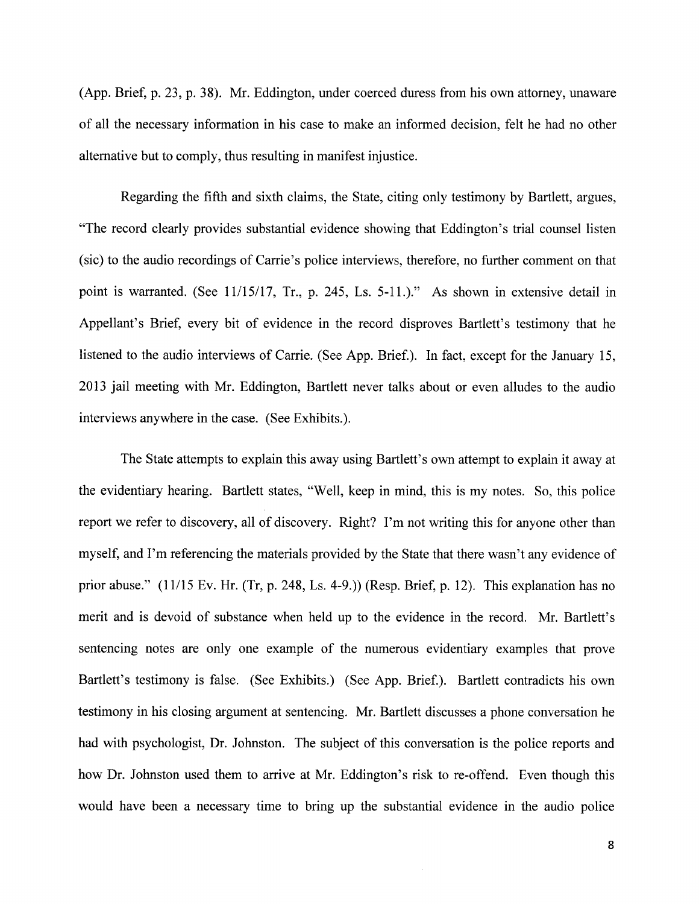(App. Brief, p. 23, p. 38). Mr. Eddington, under coerced duress from his own attorney, unaware of all the necessary information in his case to make an informed decision, felt he had no other alternative but to comply, thus resulting in manifest injustice.

Regarding the fifth and sixth claims, the State, citing only testimony by Bartlett, argues, "The record clearly provides substantial evidence showing that Eddington's trial counsel listen (sic) to the audio recordings of Carrie's police interviews, therefore, no further comment on that point is warranted. (See 11/15/17, Tr., p. 245, Ls. 5-11.)." As shown in extensive detail in Appellant's Brief, every bit of evidence in the record disproves Bartlett's testimony that he listened to the audio interviews of Carrie. (See App. Brief.). In fact, except for the January 15, 2013 jail meeting with Mr. Eddington, Bartlett never talks about or even alludes to the audio interviews anywhere in the case. (See Exhibits.).

The State attempts to explain this away using Bartlett's own attempt to explain it away at the evidentiary hearing. Bartlett states, "Well, keep in mind, this is my notes. So, this police report we refer to discovery, all of discovery. Right? I'm not writing this for anyone other than myself, and I'm referencing the materials provided by the State that there wasn't any evidence of prior abuse." (11/15 Ev. Hr. (Tr, p. 248, Ls. 4-9.)) (Resp. Brief, p. 12). This explanation has no merit and is devoid of substance when held up to the evidence in the record. Mr. Bartlett's sentencing notes are only one example of the numerous evidentiary examples that prove Bartlett's testimony is false. (See Exhibits.) (See App. Brief.). Bartlett contradicts his own testimony in his closing argument at sentencing. Mr. Bartlett discusses a phone conversation he had with psychologist, Dr. Johnston. The subject of this conversation is the police reports and how Dr. Johnston used them to arrive at Mr. Eddington's risk to re-offend. Even though this would have been a necessary time to bring up the substantial evidence in the audio police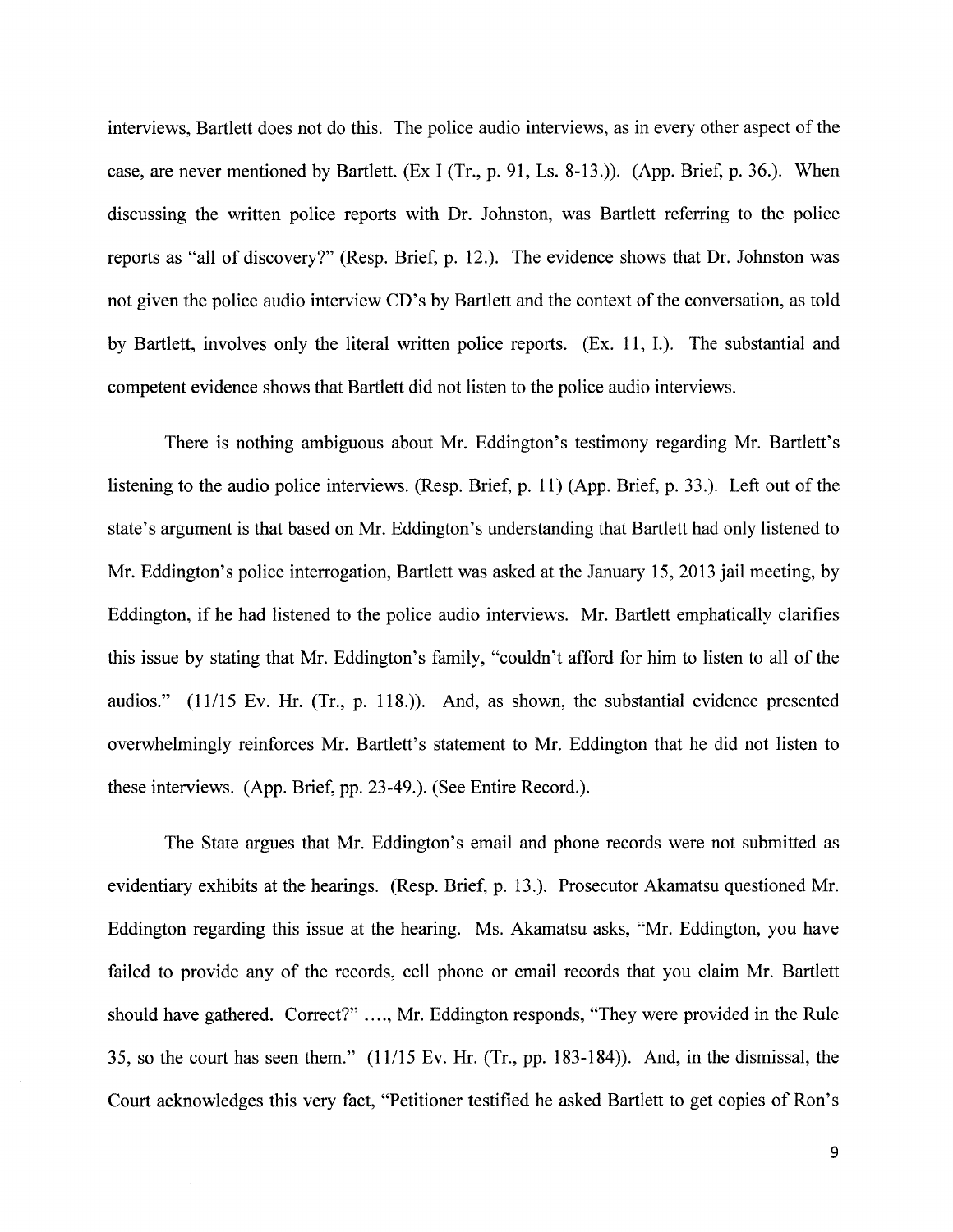interviews, Bartlett does not do this. The police audio interviews, as in every other aspect of the case, are never mentioned by Bartlett. (Ex I (Tr., p. 91, Ls. 8-13.)). (App. Brief, p. 36.). When discussing the written police reports with Dr. Johnston, was Bartlett referring to the police reports as "all of discovery?" (Resp. Brief, p. 12.). The evidence shows that Dr. Johnston was not given the police audio interview CD's by Bartlett and the context of the conversation, as told by Bartlett, involves only the literal written police reports. (Ex. 11, I.). The substantial and competent evidence shows that Bartlett did not listen to the police audio interviews.

There is nothing ambiguous about Mr. Eddington's testimony regarding Mr. Bartlett's listening to the audio police interviews. (Resp. Brief, p. 11) (App. Brief, p. 33.). Left out of the state's argument is that based on Mr. Eddington's understanding that Bartlett had only listened to Mr. Eddington's police interrogation, Bartlett was asked at the January 15, 2013 jail meeting, by Eddington, if he had listened to the police audio interviews. Mr. Bartlett emphatically clarifies this issue by stating that Mr. Eddington's family, "couldn't afford for him to listen to all of the audios." (11/15 Ev. Hr. (Tr., p. 118.)). And, as shown, the substantial evidence presented overwhelmingly reinforces Mr. Bartlett's statement to Mr. Eddington that he did not listen to these interviews. (App. Brief, pp. 23-49.). (See Entire Record.).

The State argues that Mr. Eddington's email and phone records were not submitted as evidentiary exhibits at the hearings. (Resp. Brief, p. 13.). Prosecutor Akamatsu questioned Mr. Eddington regarding this issue at the hearing. Ms. Akamatsu asks, "Mr. Eddington, you have failed to provide any of the records, cell phone or email records that you claim Mr. Bartlett should have gathered. Correct?" …., Mr. Eddington responds, "They were provided in the Rule 35, so the court has seen them." (11/15 Ev. Hr. (Tr., pp. 183-184)). And, in the dismissal, the Court acknowledges this very fact, "Petitioner testified he asked Bartlett to get copies of Ron's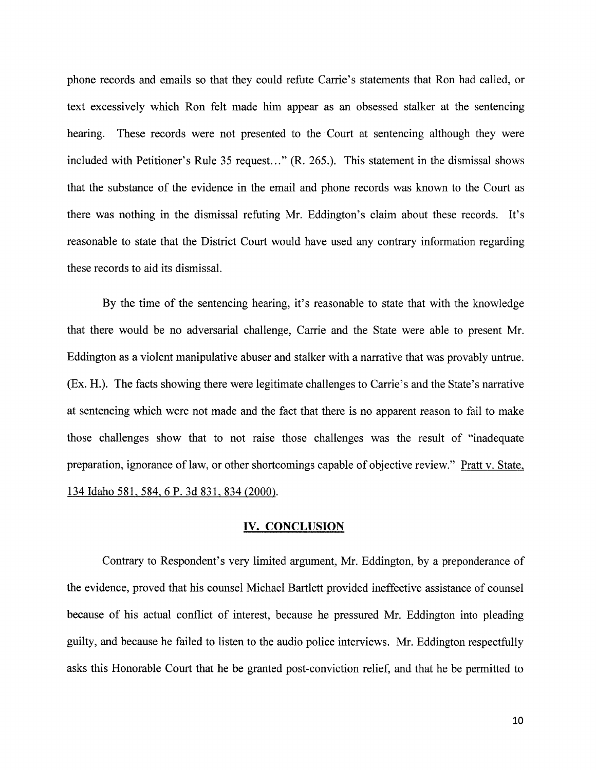phone records and emails so that they could refute Carrie's statements that Ron had called, or text excessively which Ron felt made him appear as an obsessed stalker at the sentencing hearing. These records were not presented to the Court at sentencing although they were included with Petitioner's Rule 35 request…" (R. 265.). This statement in the dismissal shows that the substance of the evidence in the email and phone records was known to the Court as there was nothing in the dismissal refuting Mr. Eddington's claim about these records. It's reasonable to state that the District Court would have used any contrary information regarding these records to aid its dismissal.

By the time of the sentencing hearing, it's reasonable to state that with the knowledge that there would be no adversarial challenge, Carrie and the State were able to present Mr. Eddington as a violent manipulative abuser and stalker with a narrative that was provably untrue. (Ex. H.). The facts showing there were legitimate challenges to Carrie's and the State's narrative at sentencing which were not made and the fact that there is no apparent reason to fail to make those challenges show that to not raise those challenges was the result of "inadequate preparation, ignorance of law, or other shortcomings capable of objective review." Pratt v. State, 134 Idaho 581, 584, 6 P. 3d 831, 834 (2000).

## IV. CONCLUSION

Contrary to Respondent's very limited argument, Mr. Eddington, by a preponderance of the evidence, proved that his counsel Michael Bartlett provided ineffective assistance of counsel because of his actual conflict of interest, because he pressured Mr. Eddington into pleading guilty, and because he failed to listen to the audio police interviews. Mr. Eddington respectfully asks this Honorable Court that he be granted post-conviction relief, and that he be permitted to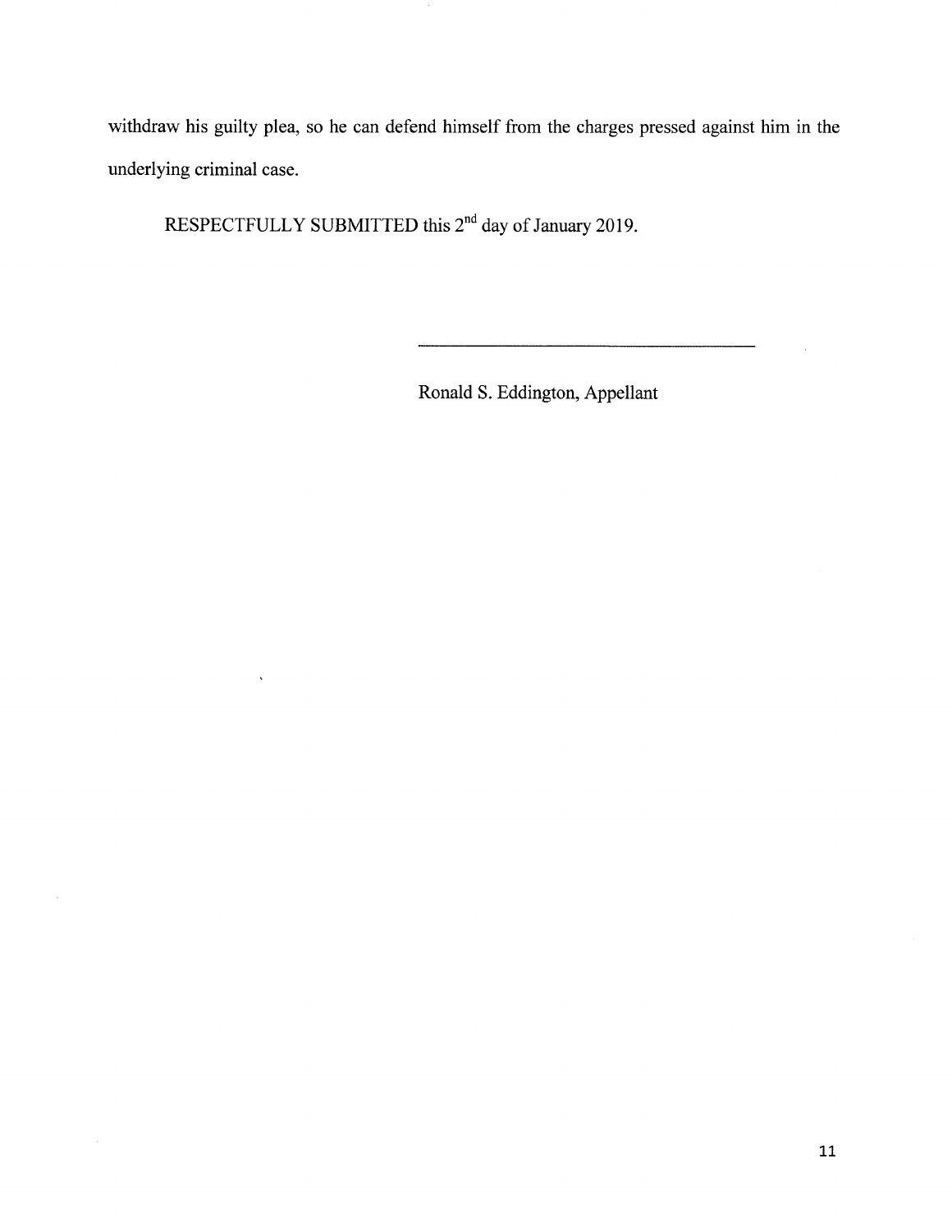withdraw his guilty plea, so he can defend himself from the charges pressed against him in the underlying criminal case.

RESPECTFULLY SUBMITTED this 2nd day of January 2019.

\_\_\_\_\_\_\_\_\_\_\_\_\_\_\_\_\_\_\_\_\_\_\_\_\_\_\_\_\_\_\_\_\_\_\_\_\_\_

Ronald S. Eddington, Appellant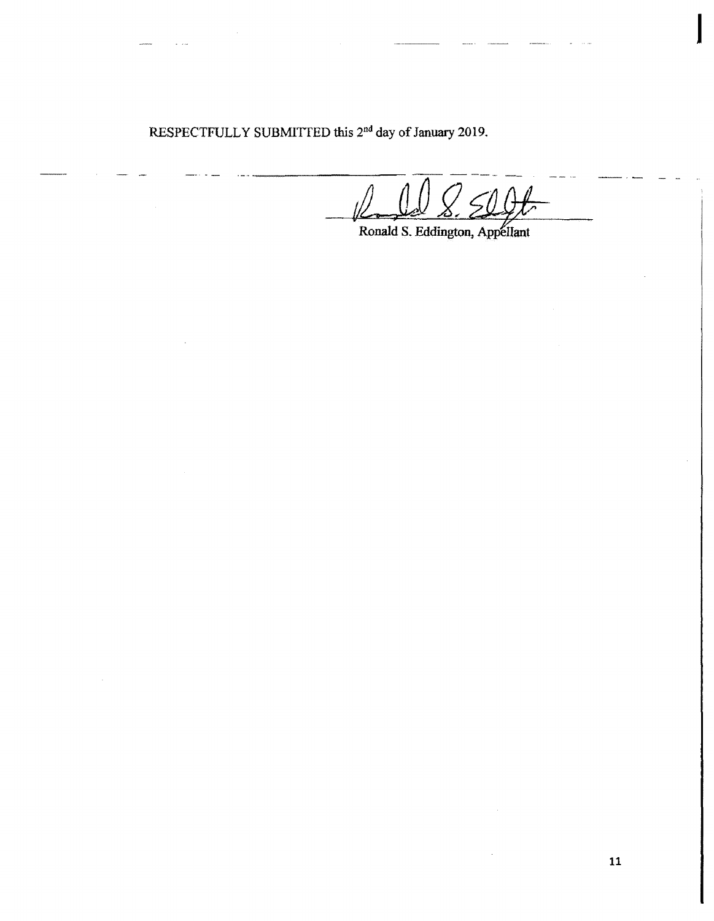RESPECTFULLY SUBMITTED this 2nd day of January 2019.

Ronald S. Eddington, Appellant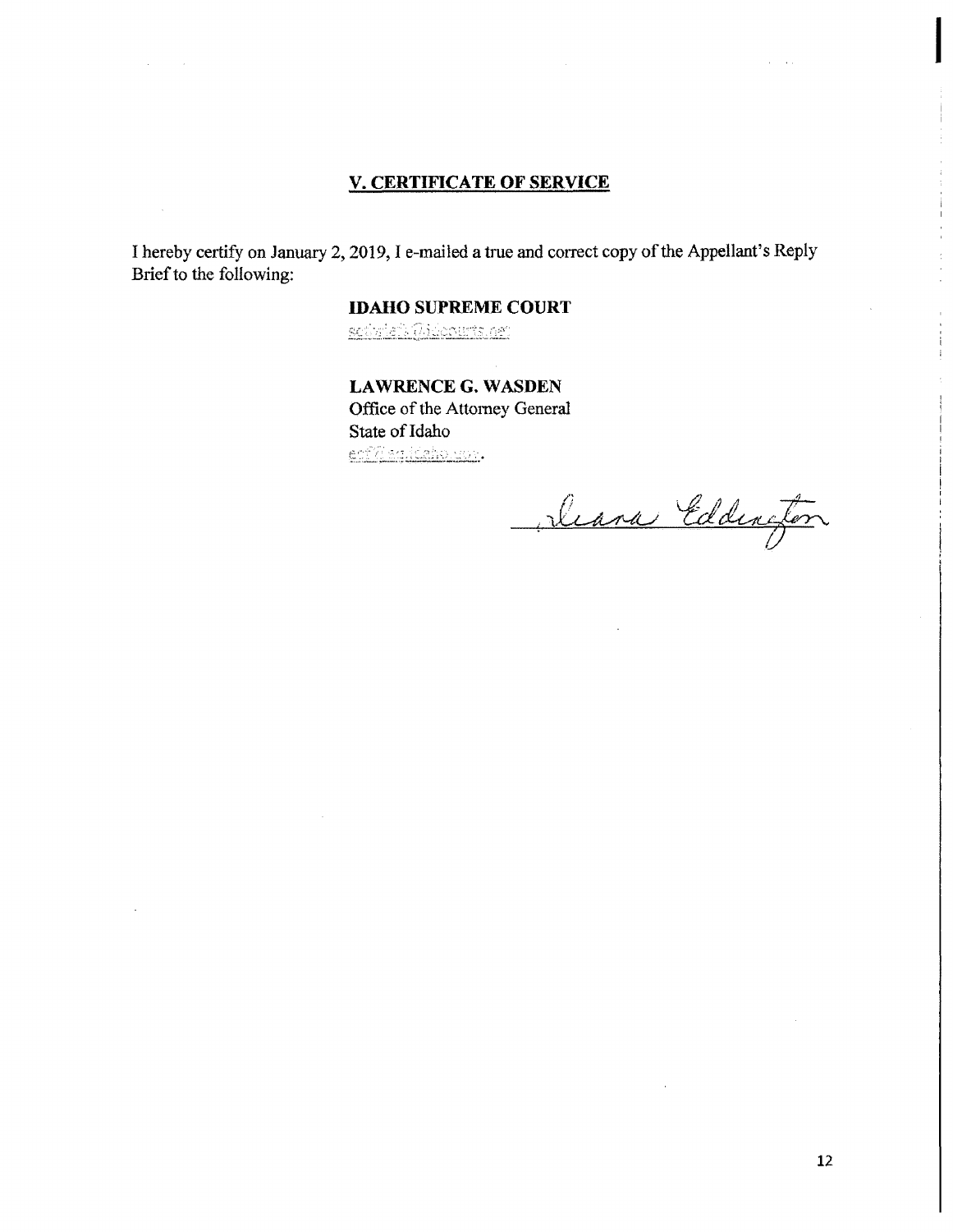## V. CERTIFICATE OF SERVICE

I hereby certify on January 2, 2019, I e-mailed a true and correct copy of the Appellant's Reply Brief to the following:

**IDAHO SUPREME COURT**
sctbriefs@idcourts.net

**LAWRENCE G. WASDEN**
Office of the Attorney General
State of Idaho
ecf@ag.idaho.gov.

Diana Eddington